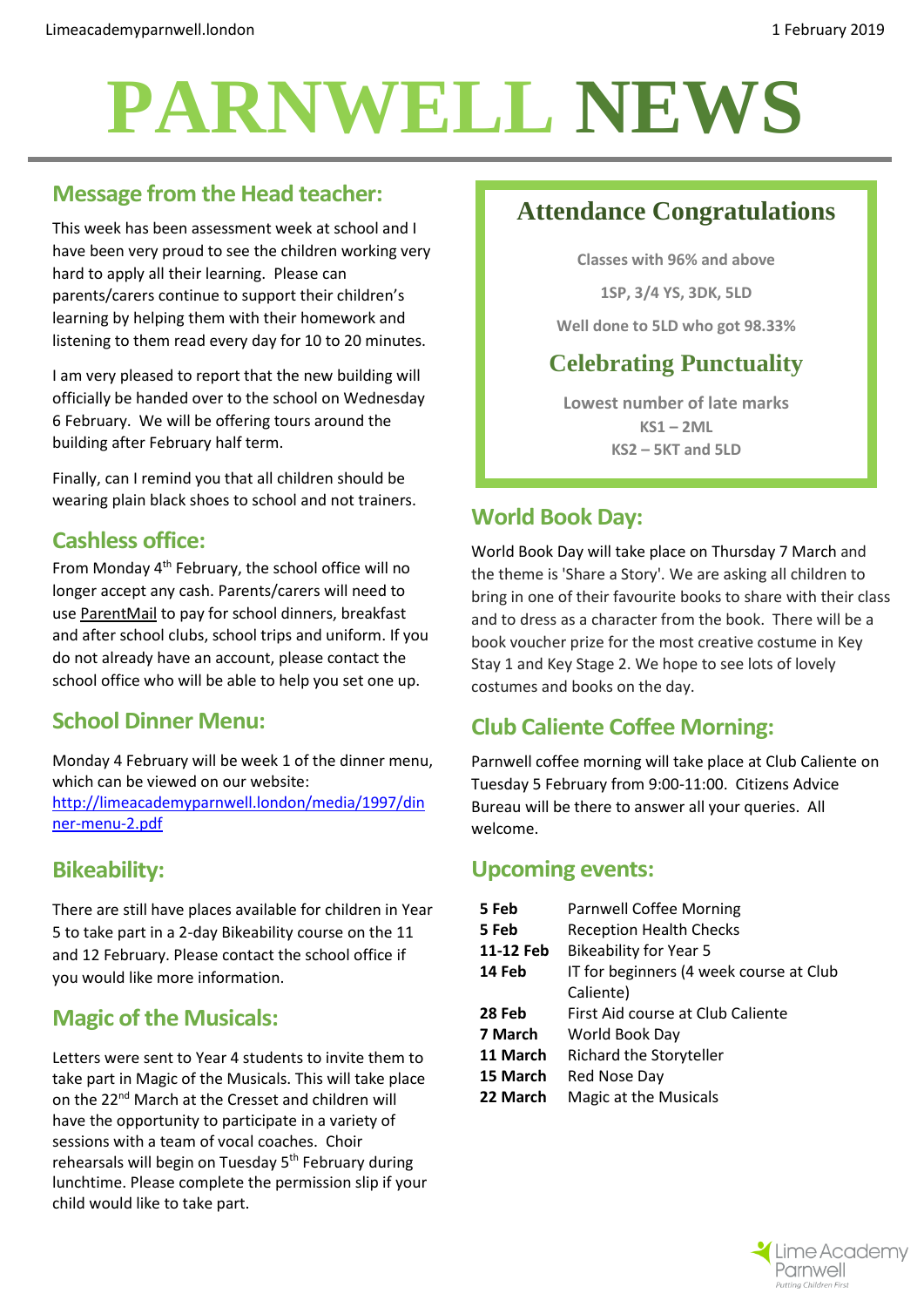# PARNWELL NEWS

1 February 2019

## Message from the Head teacher:

This week has been assessment week at school and I have been very proud to see the children working very hard to apply all their learning. Please can parents/carers continue to support their children's learning by helping them with their homework and listening to them read every day for 10 to 20 minutes.

I am very pleased to report that the new building will officially be handed over to the school on Wednesday 6 February. We will be offering tours around the building after February half term.

Finally, can I remind you that all children should be wearing plain black shoes to school and not trainers.

## Cashless office:

From Monday 4th February, the school office will no longer accept any cash. Parents/carers will need to use ParentMail to pay for school dinners, breakfast and after school clubs, school trips and uniform. If you do not already have an account, please contact the school office who will be able to help you set one up.

## School Dinner Menu:

Monday 4 February will be week 1 of the dinner menu, which can be viewed on our website: http://limeacademyparnwell.london/media/1997/dinner-menu-2.pdf

## Bikeability:

There are still have places available for children in Year 5 to take part in a 2-day Bikeability course on the 11 and 12 February. Please contact the school office if you would like more information.

## Magic of the Musicals:

Letters were sent to Year 4 students to invite them to take part in Magic of the Musicals. This will take place on the 22nd March at the Cresset and children will have the opportunity to participate in a variety of sessions with a team of vocal coaches. Choir rehearsals will begin on Tuesday 5th February during lunchtime. Please complete the permission slip if your child would like to take part.

## Attendance Congratulations

**Classes with 96% and above**

**1SP, 3/4 YS, 3DK, 5LD**

**Well done to 5LD who got 98.33%**

## Celebrating Punctuality

**Lowest number of late marks**

**KS1 – 2ML**

**KS2 – 5KT and 5LD**

## World Book Day:

World Book Day will take place on Thursday 7 March and the theme is 'Share a Story'. We are asking all children to bring in one of their favourite books to share with their class and to dress as a character from the book. There will be a book voucher prize for the most creative costume in Key Stay 1 and Key Stage 2. We hope to see lots of lovely costumes and books on the day.

## Club Caliente Coffee Morning:

Parnwell coffee morning will take place at Club Caliente on Tuesday 5 February from 9:00-11:00. Citizens Advice Bureau will be there to answer all your queries. All welcome.

## Upcoming events:

| | |
|---|---|
| **5 Feb** | Parnwell Coffee Morning |
| **5 Feb** | Reception Health Checks |
| **11-12 Feb** | Bikeability for Year 5 |
| **14 Feb** | IT for beginners (4 week course at Club Caliente) |
| **28 Feb** | First Aid course at Club Caliente |
| **7 March** | World Book Day |
| **11 March** | Richard the Storyteller |
| **15 March** | Red Nose Day |
| **22 March** | Magic at the Musicals |

Lime Academy Parnwell
Putting Children First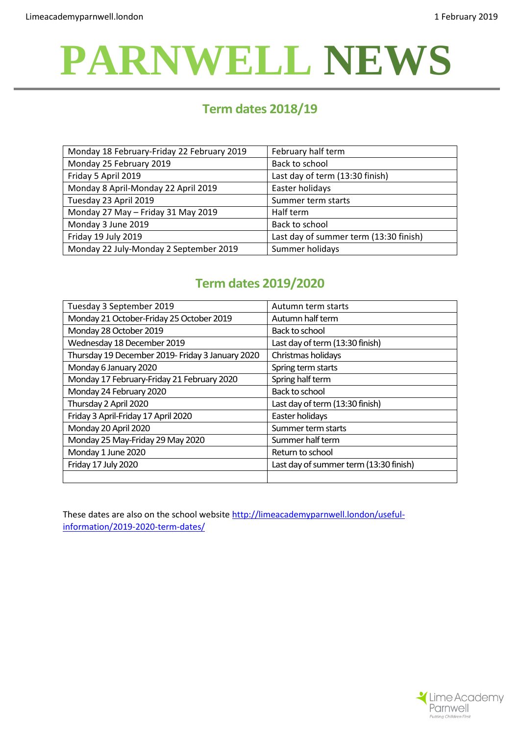# PARNWELL NEWS

## Term dates 2018/19

| | |
|---|---|
| Monday 18 February-Friday 22 February 2019 | February half term |
| Monday 25 February 2019 | Back to school |
| Friday 5 April 2019 | Last day of term (13:30 finish) |
| Monday 8 April-Monday 22 April 2019 | Easter holidays |
| Tuesday 23 April 2019 | Summer term starts |
| Monday 27 May – Friday 31 May 2019 | Half term |
| Monday 3 June 2019 | Back to school |
| Friday 19 July 2019 | Last day of summer term (13:30 finish) |
| Monday 22 July-Monday 2 September 2019 | Summer holidays |

## Term dates 2019/2020

| | |
|---|---|
| Tuesday 3 September 2019 | Autumn term starts |
| Monday 21 October-Friday 25 October 2019 | Autumn half term |
| Monday 28 October 2019 | Back to school |
| Wednesday 18 December 2019 | Last day of term (13:30 finish) |
| Thursday 19 December 2019- Friday 3 January 2020 | Christmas holidays |
| Monday 6 January 2020 | Spring term starts |
| Monday 17 February-Friday 21 February 2020 | Spring half term |
| Monday 24 February 2020 | Back to school |
| Thursday 2 April 2020 | Last day of term (13:30 finish) |
| Friday 3 April-Friday 17 April 2020 | Easter holidays |
| Monday 20 April 2020 | Summer term starts |
| Monday 25 May-Friday 29 May 2020 | Summer half term |
| Monday 1 June 2020 | Return to school |
| Friday 17 July 2020 | Last day of summer term (13:30 finish) |
| | |

These dates are also on the school website http://limeacademyparnwell.london/useful-information/2019-2020-term-dates/

Lime Academy
Parnwell
*Putting Children First*